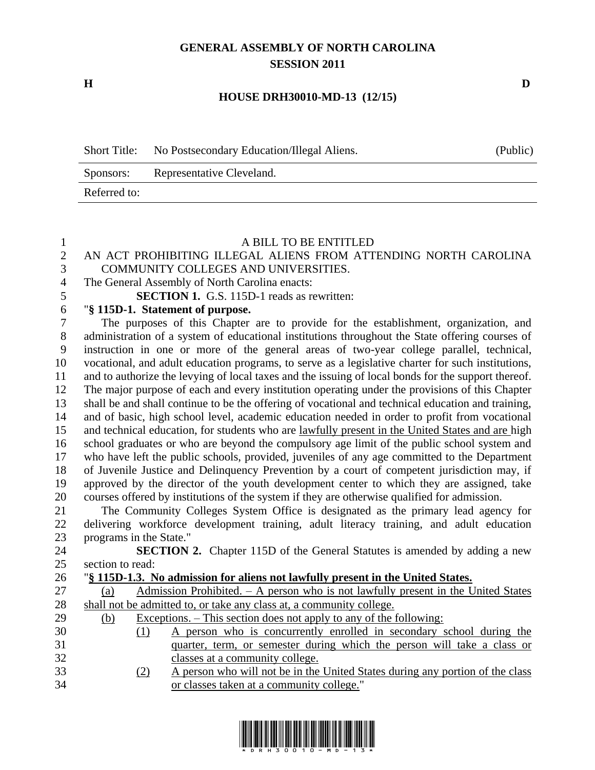# GENERAL ASSEMBLY OF NORTH CAROLINA
## SESSION 2011

**H** **D**

**HOUSE DRH30010-MD-13 (12/15)**

| Short Title: | No Postsecondary Education/Illegal Aliens. | (Public) |
|---|---|---|
| Sponsors: | Representative Cleveland. | |
| Referred to: | | |

A BILL TO BE ENTITLED

AN ACT PROHIBITING ILLEGAL ALIENS FROM ATTENDING NORTH CAROLINA COMMUNITY COLLEGES AND UNIVERSITIES.

The General Assembly of North Carolina enacts:

**SECTION 1.** G.S. 115D-1 reads as rewritten:

"**§ 115D-1. Statement of purpose.**

The purposes of this Chapter are to provide for the establishment, organization, and administration of a system of educational institutions throughout the State offering courses of instruction in one or more of the general areas of two-year college parallel, technical, vocational, and adult education programs, to serve as a legislative charter for such institutions, and to authorize the levying of local taxes and the issuing of local bonds for the support thereof. The major purpose of each and every institution operating under the provisions of this Chapter shall be and shall continue to be the offering of vocational and technical education and training, and of basic, high school level, academic education needed in order to profit from vocational and technical education, for students who are <u>lawfully present in the United States and are</u> high school graduates or who are beyond the compulsory age limit of the public school system and who have left the public schools, provided, juveniles of any age committed to the Department of Juvenile Justice and Delinquency Prevention by a court of competent jurisdiction may, if approved by the director of the youth development center to which they are assigned, take courses offered by institutions of the system if they are otherwise qualified for admission.

The Community Colleges System Office is designated as the primary lead agency for delivering workforce development training, adult literacy training, and adult education programs in the State."

**SECTION 2.** Chapter 115D of the General Statutes is amended by adding a new section to read:

"<u>**§ 115D-1.3. No admission for aliens not lawfully present in the United States.**</u>

<u>(a) Admission Prohibited. – A person who is not lawfully present in the United States shall not be admitted to, or take any class at, a community college.</u>

<u>(b) Exceptions. – This section does not apply to any of the following:</u>

<u>(1) A person who is concurrently enrolled in secondary school during the quarter, term, or semester during which the person will take a class or classes at a community college.</u>

<u>(2) A person who will not be in the United States during any portion of the class or classes taken at a community college.</u>"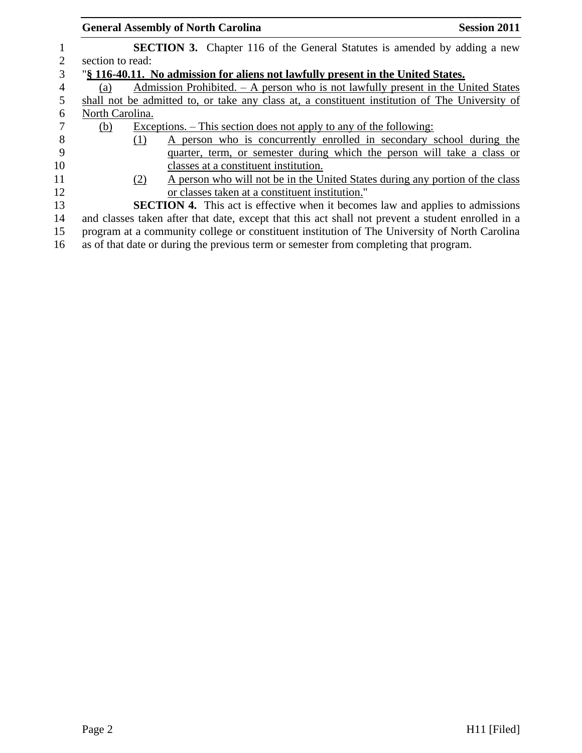**SECTION 3.** Chapter 116 of the General Statutes is amended by adding a new section to read:

"**§ 116-40.11. No admission for aliens not lawfully present in the United States.**

(a) Admission Prohibited. – A person who is not lawfully present in the United States shall not be admitted to, or take any class at, a constituent institution of The University of North Carolina.

(b) Exceptions. – This section does not apply to any of the following:

(1) A person who is concurrently enrolled in secondary school during the quarter, term, or semester during which the person will take a class or classes at a constituent institution.

(2) A person who will not be in the United States during any portion of the class or classes taken at a constituent institution."

**SECTION 4.** This act is effective when it becomes law and applies to admissions and classes taken after that date, except that this act shall not prevent a student enrolled in a program at a community college or constituent institution of The University of North Carolina as of that date or during the previous term or semester from completing that program.